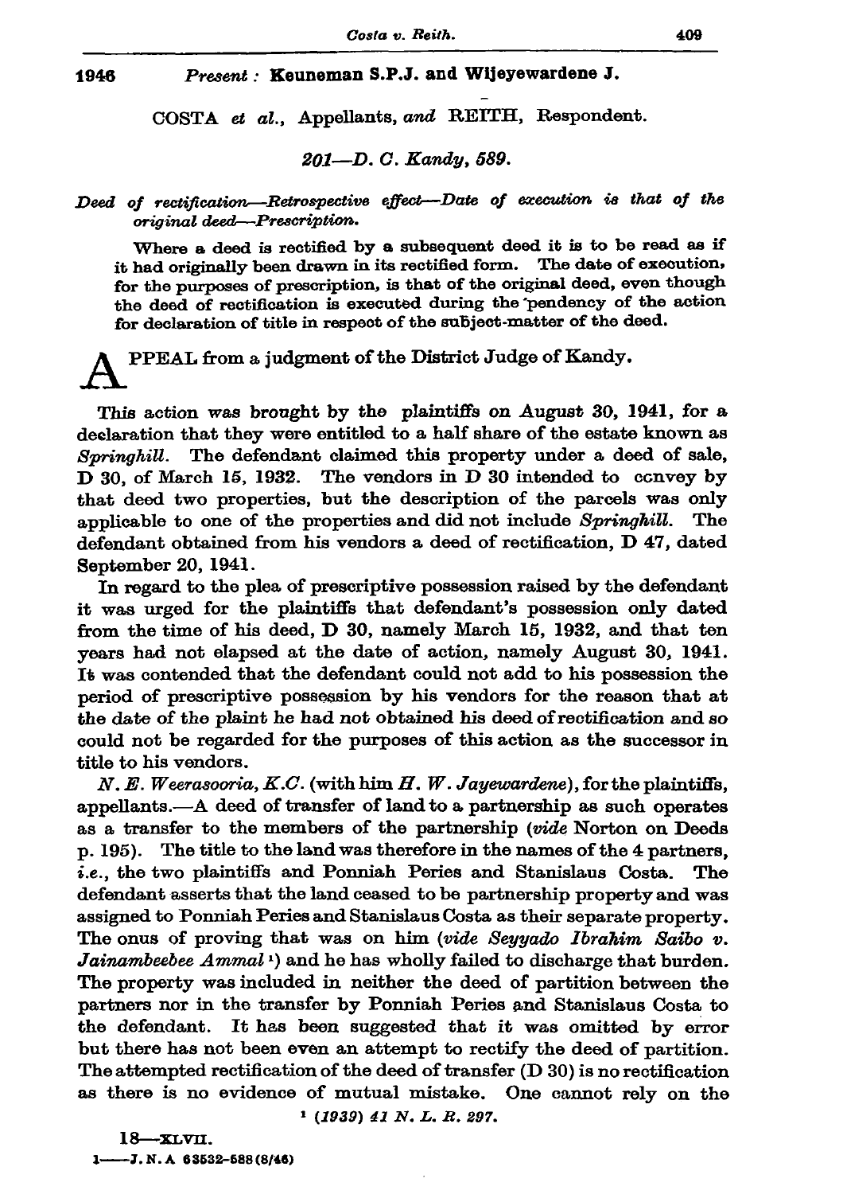**1946** *Present :* **Keuneman S.P.J. and Wijeyewardene J.**

COSTA *et al.*, Appellants, *and* REITH, Respondent.

*201—D. C. Kandy, 589.*

*Deed of rectification—Retrospective effect—Date of execution is that of the original deed—Prescription.*

Where a deed is rectified by a subsequent deed it is to be read as if it had originally been drawn in its rectified form. The date of execution, for the purposes of prescription, is that of the original deed, even though the deed of rectification is executed during the pendency of the action for declaration of title in respect of the subject-matter of the deed.

APPEAL from a judgment of the District Judge of Kandy.

This action was brought by the plaintiffs on August 30, 1941, for a declaration that they were entitled to a half share of the estate known as *Springhill*. The defendant claimed this property under a deed of sale, D 30, of March 15, 1932. The vendors in D 30 intended to convey by that deed two properties, but the description of the parcels was only applicable to one of the properties and did not include *Springhill*. The defendant obtained from his vendors a deed of rectification, D 47, dated September 20, 1941.

In regard to the plea of prescriptive possession raised by the defendant it was urged for the plaintiffs that defendant's possession only dated from the time of his deed, D 30, namely March 15, 1932, and that ten years had not elapsed at the date of action, namely August 30, 1941. It was contended that the defendant could not add to his possession the period of prescriptive possession by his vendors for the reason that at the date of the plaint he had not obtained his deed of rectification and so could not be regarded for the purposes of this action as the successor in title to his vendors.

*N. E. Weerasooria, K.C.* (with him *H. W. Jayewardene*), for the plaintiffs, appellants.—A deed of transfer of land to a partnership as such operates as a transfer to the members of the partnership (*vide* Norton on Deeds p. 195). The title to the land was therefore in the names of the 4 partners, *i.e.*, the two plaintiffs and Ponniah Peries and Stanislaus Costa. The defendant asserts that the land ceased to be partnership property and was assigned to Ponniah Peries and Stanislaus Costa as their separate property. The onus of proving that was on him (*vide Seyyado Ibrahim Saibo v. Jainambeebee Ammal* [1]) and he has wholly failed to discharge that burden. The property was included in neither the deed of partition between the partners nor in the transfer by Ponniah Peries and Stanislaus Costa to the defendant. It has been suggested that it was omitted by error but there has not been even an attempt to rectify the deed of partition. The attempted rectification of the deed of transfer (D 30) is no rectification as there is no evidence of mutual mistake. One cannot rely on the

[1] *(1939) 41 N. L. R. 297.*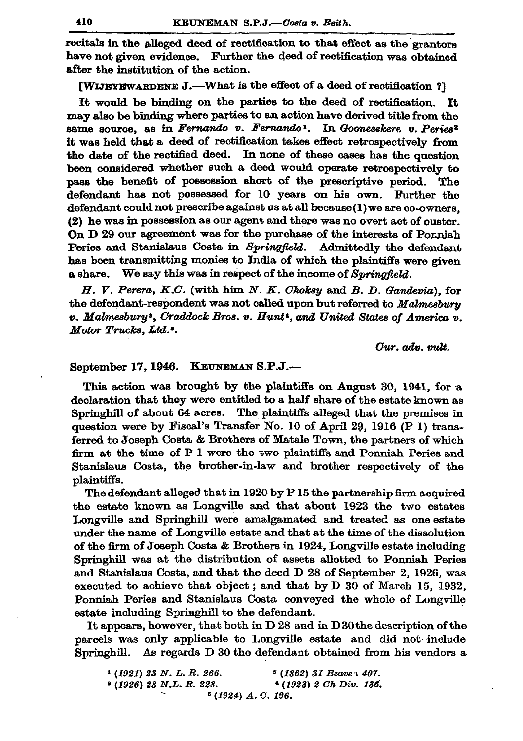recitals in the alleged deed of rectification to that effect as the grantors have not given evidence. Further the deed of rectification was obtained after the institution of the action.

[WIJEYEWARDENE J.—What is the effect of a deed of rectification ?]

It would be binding on the parties to the deed of rectification. It may also be binding where parties to an action have derived title from the same source, as in *Fernando v. Fernando*[1]. In *Goonesekere v. Peries*[2] it was held that a deed of rectification takes effect retrospectively from the date of the rectified deed. In none of these cases has the question been considered whether such a deed would operate retrospectively to pass the benefit of possession short of the prescriptive period. The defendant has not possessed for 10 years on his own. Further the defendant could not prescribe against us at all because (1) we are co-owners, (2) he was in possession as our agent and there was no overt act of ouster. On D 29 our agreement was for the purchase of the interests of Ponniah Peries and Stanislaus Costa in *Springfield*. Admittedly the defendant has been transmitting monies to India of which the plaintiffs were given a share. We say this was in respect of the income of *Springfield*.

*H. V. Perera, K.C.* (with him *N. K. Choksy* and *B. D. Gandevia*), for the defendant-respondent was not called upon but referred to *Malmesbury v. Malmesbury*[3], *Craddock Bros. v. Hunt*[4], *and United States of America v. Motor Trucks, Ltd.*[5].

*Cur. adv. vult.*

September 17, 1946. KEUNEMAN S.P.J.—

This action was brought by the plaintiffs on August 30, 1941, for a declaration that they were entitled to a half share of the estate known as Springhill of about 64 acres. The plaintiffs alleged that the premises in question were by Fiscal's Transfer No. 10 of April 29, 1916 (P 1) transferred to Joseph Costa & Brothers of Matale Town, the partners of which firm at the time of P 1 were the two plaintiffs and Ponniah Peries and Stanislaus Costa, the brother-in-law and brother respectively of the plaintiffs.

The defendant alleged that in 1920 by P 15 the partnership firm acquired the estate known as Longville and that about 1923 the two estates Longville and Springhill were amalgamated and treated as one estate under the name of Longville estate and that at the time of the dissolution of the firm of Joseph Costa & Brothers in 1924, Longville estate including Springhill was at the distribution of assets allotted to Ponniah Peries and Stanislaus Costa, and that the deed D 28 of September 2, 1926, was executed to achieve that object ; and that by D 30 of March 15, 1932, Ponniah Peries and Stanislaus Costa conveyed the whole of Longville estate including Springhill to the defendant.

It appears, however, that both in D 28 and in D 30 the description of the parcels was only applicable to Longville estate and did not include Springhill. As regards D 30 the defendant obtained from his vendors a

[1] (1921) 23 N. L. R. 266.
[2] (1926) 28 N.L.R. 228.
[3] (1862) 31 Beaven 407.
[4] (1923) 2 Ch Div. 136.
[5] (1924) A. C. 196.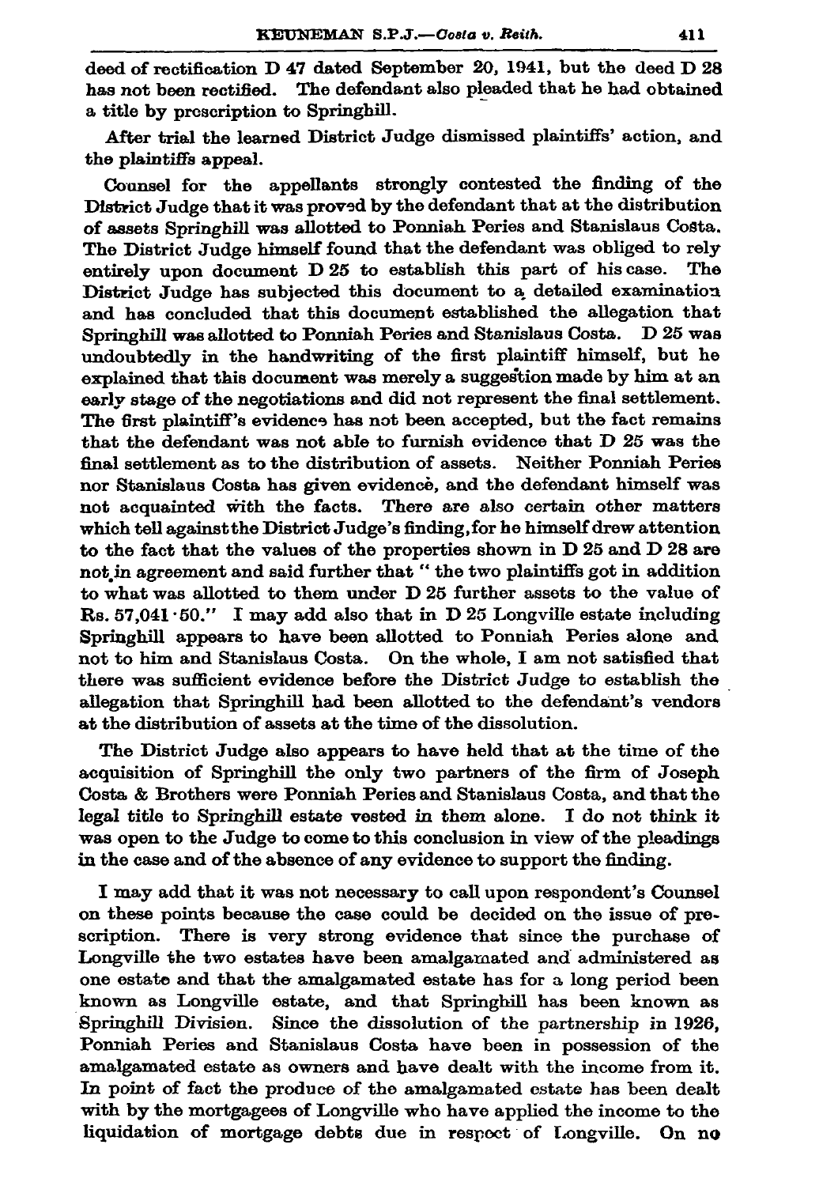deed of rectification D 47 dated September 20, 1941, but the deed D 28 has not been rectified. The defendant also pleaded that he had obtained a title by prescription to Springhill.

After trial the learned District Judge dismissed plaintiffs' action, and the plaintiffs appeal.

Counsel for the appellants strongly contested the finding of the District Judge that it was proved by the defendant that at the distribution of assets Springhill was allotted to Ponniah Peries and Stanislaus Costa. The District Judge himself found that the defendant was obliged to rely entirely upon document D 25 to establish this part of his case. The District Judge has subjected this document to a detailed examination and has concluded that this document established the allegation that Springhill was allotted to Ponniah Peries and Stanislaus Costa. D 25 was undoubtedly in the handwriting of the first plaintiff himself, but he explained that this document was merely a suggestion made by him at an early stage of the negotiations and did not represent the final settlement. The first plaintiff's evidence has not been accepted, but the fact remains that the defendant was not able to furnish evidence that D 25 was the final settlement as to the distribution of assets. Neither Ponniah Peries nor Stanislaus Costa has given evidence, and the defendant himself was not acquainted with the facts. There are also certain other matters which tell against the District Judge's finding, for he himself drew attention to the fact that the values of the properties shown in D 25 and D 28 are not in agreement and said further that " the two plaintiffs got in addition to what was allotted to them under D 25 further assets to the value of Rs. 57,041·50." I may add also that in D 25 Longville estate including Springhill appears to have been allotted to Ponniah Peries alone and not to him and Stanislaus Costa. On the whole, I am not satisfied that there was sufficient evidence before the District Judge to establish the allegation that Springhill had been allotted to the defendant's vendors at the distribution of assets at the time of the dissolution.

The District Judge also appears to have held that at the time of the acquisition of Springhill the only two partners of the firm of Joseph Costa & Brothers were Ponniah Peries and Stanislaus Costa, and that the legal title to Springhill estate vested in them alone. I do not think it was open to the Judge to come to this conclusion in view of the pleadings in the case and of the absence of any evidence to support the finding.

I may add that it was not necessary to call upon respondent's Counsel on these points because the case could be decided on the issue of prescription. There is very strong evidence that since the purchase of Longville the two estates have been amalgamated and administered as one estate and that the amalgamated estate has for a long period been known as Longville estate, and that Springhill has been known as Springhill Division. Since the dissolution of the partnership in 1926, Ponniah Peries and Stanislaus Costa have been in possession of the amalgamated estate as owners and have dealt with the income from it. In point of fact the produce of the amalgamated estate has been dealt with by the mortgagees of Longville who have applied the income to the liquidation of mortgage debts due in respect of Longville. On no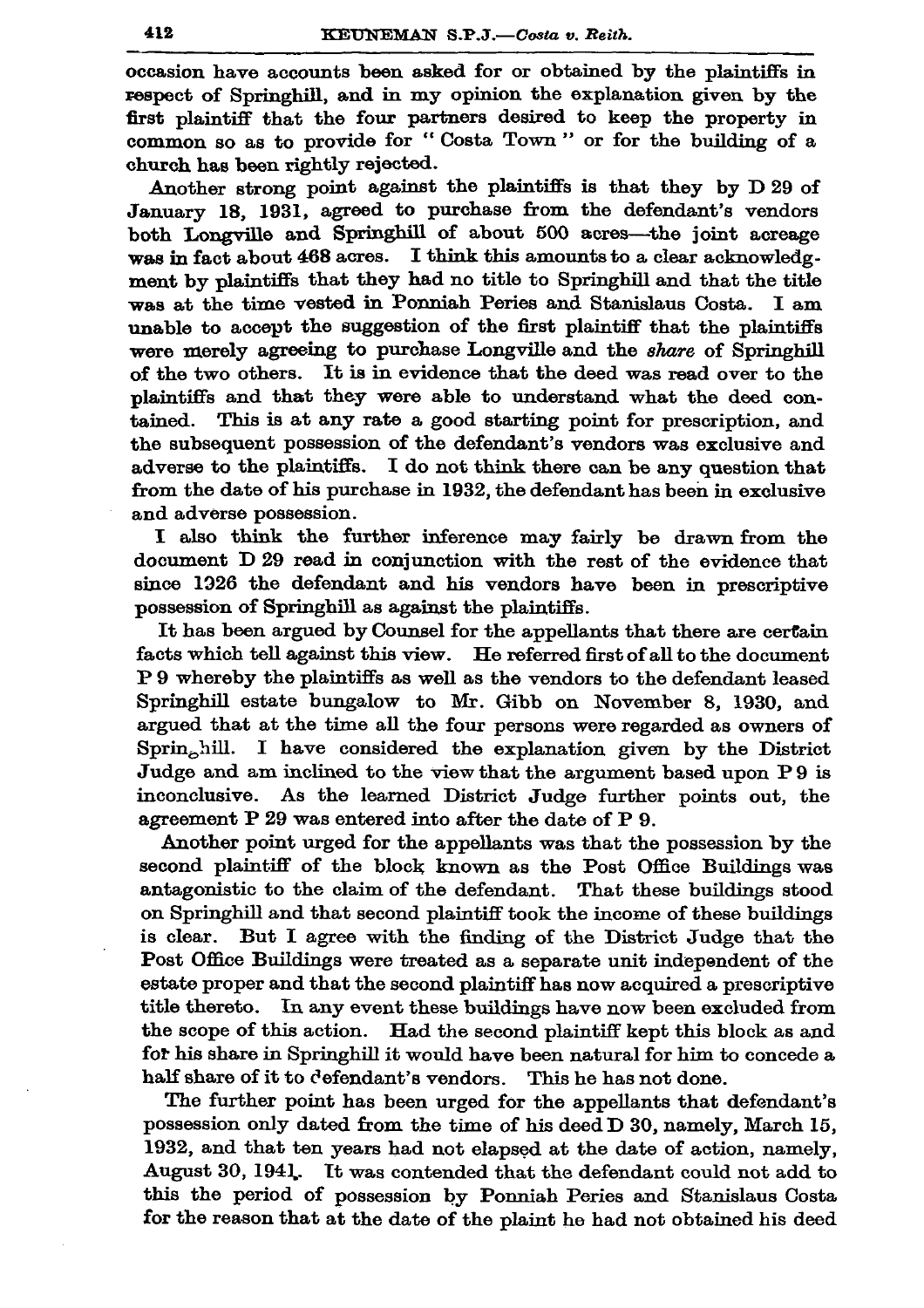occasion have accounts been asked for or obtained by the plaintiffs in respect of Springhill, and in my opinion the explanation given by the first plaintiff that the four partners desired to keep the property in common so as to provide for " Costa Town " or for the building of a church has been rightly rejected.

Another strong point against the plaintiffs is that they by D 29 of January 18, 1931, agreed to purchase from the defendant's vendors both Longville and Springhill of about 500 acres—the joint acreage was in fact about 468 acres. I think this amounts to a clear acknowledgment by plaintiffs that they had no title to Springhill and that the title was at the time vested in Ponniah Peries and Stanislaus Costa. I am unable to accept the suggestion of the first plaintiff that the plaintiffs were merely agreeing to purchase Longville and the *share* of Springhill of the two others. It is in evidence that the deed was read over to the plaintiffs and that they were able to understand what the deed contained. This is at any rate a good starting point for prescription, and the subsequent possession of the defendant's vendors was exclusive and adverse to the plaintiffs. I do not think there can be any question that from the date of his purchase in 1932, the defendant has been in exclusive and adverse possession.

I also think the further inference may fairly be drawn from the document D 29 read in conjunction with the rest of the evidence that since 1926 the defendant and his vendors have been in prescriptive possession of Springhill as against the plaintiffs.

It has been argued by Counsel for the appellants that there are certain facts which tell against this view. He referred first of all to the document P 9 whereby the plaintiffs as well as the vendors to the defendant leased Springhill estate bungalow to Mr. Gibb on November 8, 1930, and argued that at the time all the four persons were regarded as owners of Springhill. I have considered the explanation given by the District Judge and am inclined to the view that the argument based upon P 9 is inconclusive. As the learned District Judge further points out, the agreement P 29 was entered into after the date of P 9.

Another point urged for the appellants was that the possession by the second plaintiff of the block known as the Post Office Buildings was antagonistic to the claim of the defendant. That these buildings stood on Springhill and that second plaintiff took the income of these buildings is clear. But I agree with the finding of the District Judge that the Post Office Buildings were treated as a separate unit independent of the estate proper and that the second plaintiff has now acquired a prescriptive title thereto. In any event these buildings have now been excluded from the scope of this action. Had the second plaintiff kept this block as and for his share in Springhill it would have been natural for him to concede a half share of it to defendant's vendors. This he has not done.

The further point has been urged for the appellants that defendant's possession only dated from the time of his deed D 30, namely, March 15, 1932, and that ten years had not elapsed at the date of action, namely, August 30, 1941. It was contended that the defendant could not add to this the period of possession by Ponniah Peries and Stanislaus Costa for the reason that at the date of the plaint he had not obtained his deed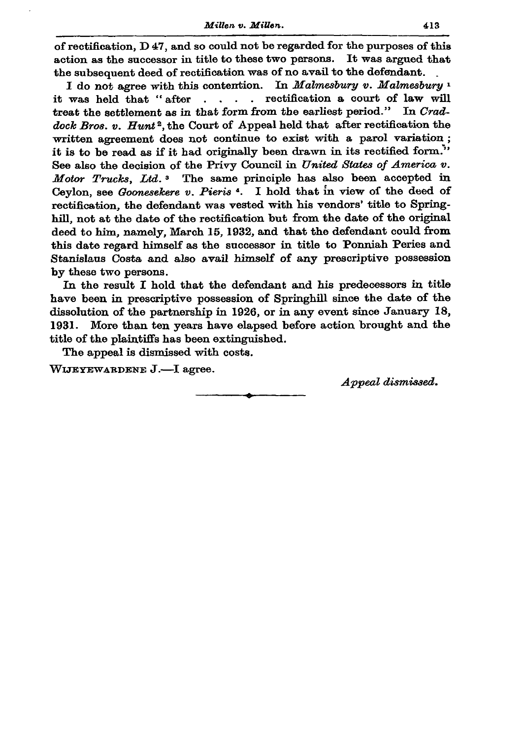of rectification, D 47, and so could not be regarded for the purposes of this action as the successor in title to these two persons. It was argued that the subsequent deed of rectification was of no avail to the defendant.

I do not agree with this contention. In *Malmesbury v. Malmesbury*[1] it was held that "after . . . . rectification a court of law will treat the settlement as in that form from the earliest period." In *Craddock Bros. v. Hunt*[2], the Court of Appeal held that after rectification the written agreement does not continue to exist with a parol variation; it is to be read as if it had originally been drawn in its rectified form." See also the decision of the Privy Council in *United States of America v. Motor Trucks, Ltd.*[3] The same principle has also been accepted in Ceylon, see *Goonesekere v. Pieris*[4]. I hold that in view of the deed of rectification, the defendant was vested with his vendors' title to Springhill, not at the date of the rectification but from the date of the original deed to him, namely, March 15, 1932, and that the defendant could from this date regard himself as the successor in title to Ponniah Peries and Stanislaus Costa and also avail himself of any prescriptive possession by these two persons.

In the result I hold that the defendant and his predecessors in title have been in prescriptive possession of Springhill since the date of the dissolution of the partnership in 1926, or in any event since January 18, 1931. More than ten years have elapsed before action brought and the title of the plaintiffs has been extinguished.

The appeal is dismissed with costs.

WIJEYEWARDENE J.—I agree.

*Appeal dismissed.*